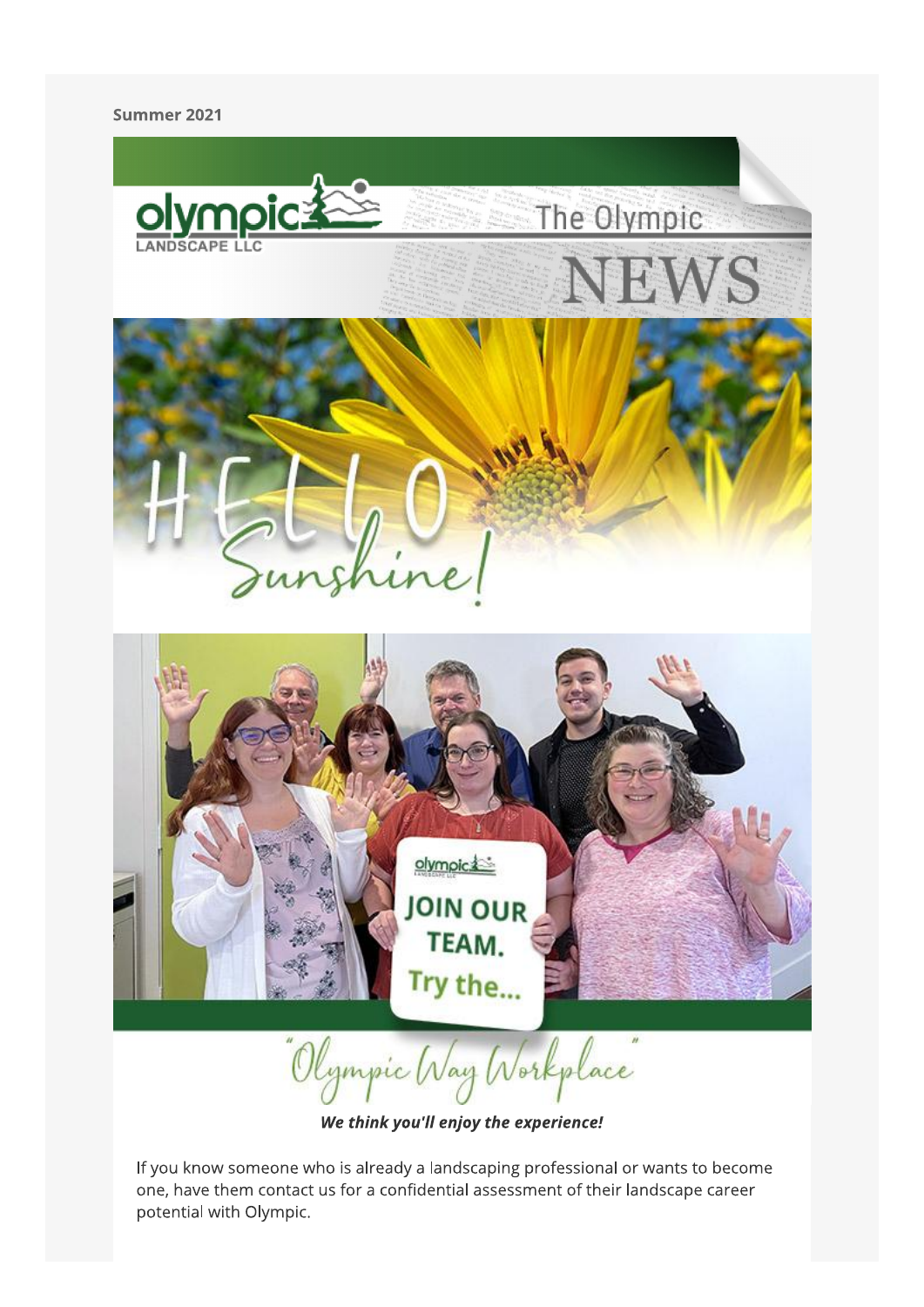Summer 2021

# The Olympic NEWS

# Hello Sunshine!

# "Olympic Way Workplace"

***We think you'll enjoy the experience!***

If you know someone who is already a landscaping professional or wants to become one, have them contact us for a confidential assessment of their landscape career potential with Olympic.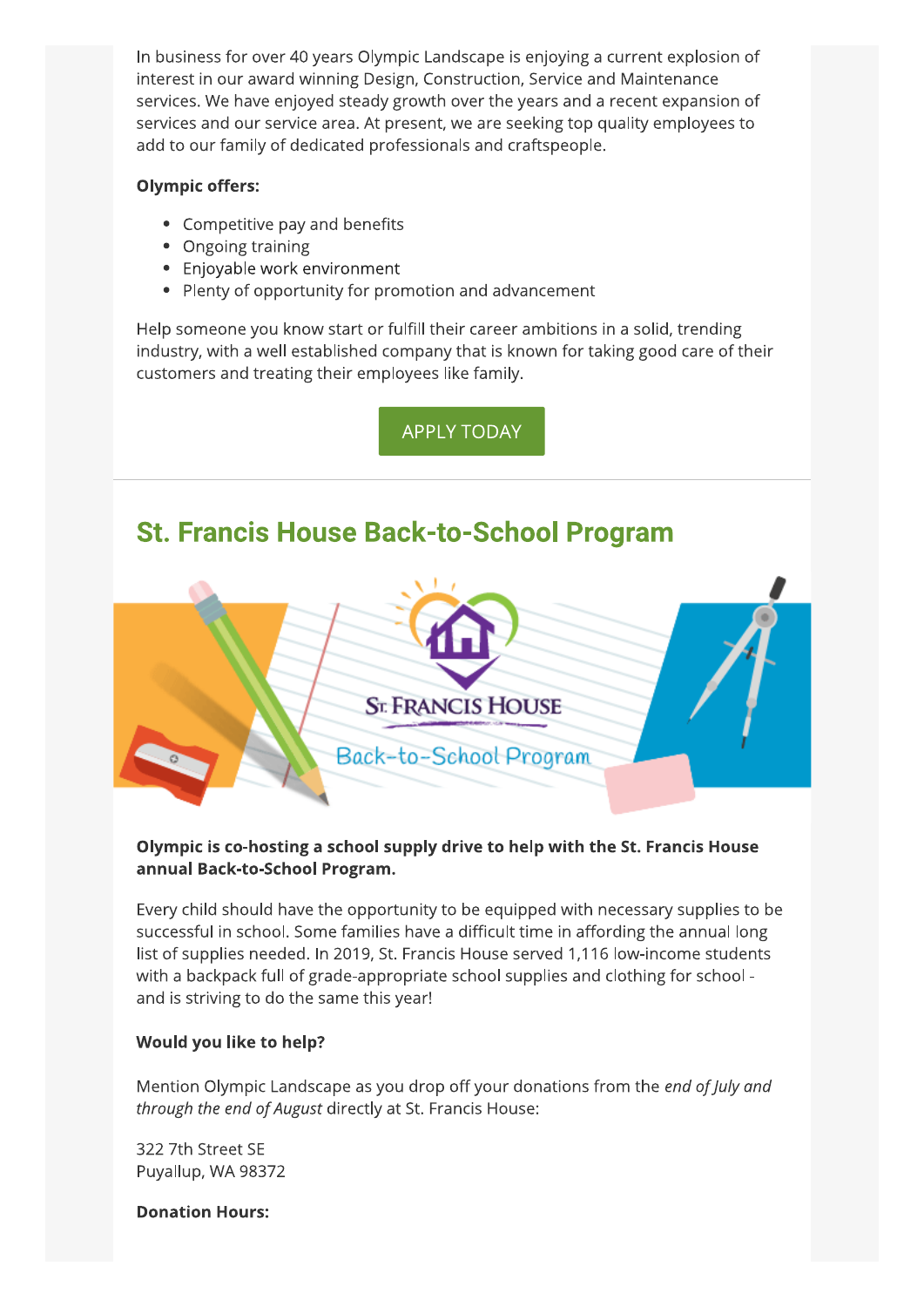In business for over 40 years Olympic Landscape is enjoying a current explosion of interest in our award winning Design, Construction, Service and Maintenance services. We have enjoyed steady growth over the years and a recent expansion of services and our service area. At present, we are seeking top quality employees to add to our family of dedicated professionals and craftspeople.

**Olympic offers:**

- Competitive pay and benefits
- Ongoing training
- Enjoyable work environment
- Plenty of opportunity for promotion and advancement

Help someone you know start or fulfill their career ambitions in a solid, trending industry, with a well established company that is known for taking good care of their customers and treating their employees like family.

APPLY TODAY

## St. Francis House Back-to-School Program

**Olympic is co-hosting a school supply drive to help with the St. Francis House annual Back-to-School Program.**

Every child should have the opportunity to be equipped with necessary supplies to be successful in school. Some families have a difficult time in affording the annual long list of supplies needed. In 2019, St. Francis House served 1,116 low-income students with a backpack full of grade-appropriate school supplies and clothing for school - and is striving to do the same this year!

**Would you like to help?**

Mention Olympic Landscape as you drop off your donations from the *end of July and through the end of August* directly at St. Francis House:

322 7th Street SE
Puyallup, WA 98372

**Donation Hours:**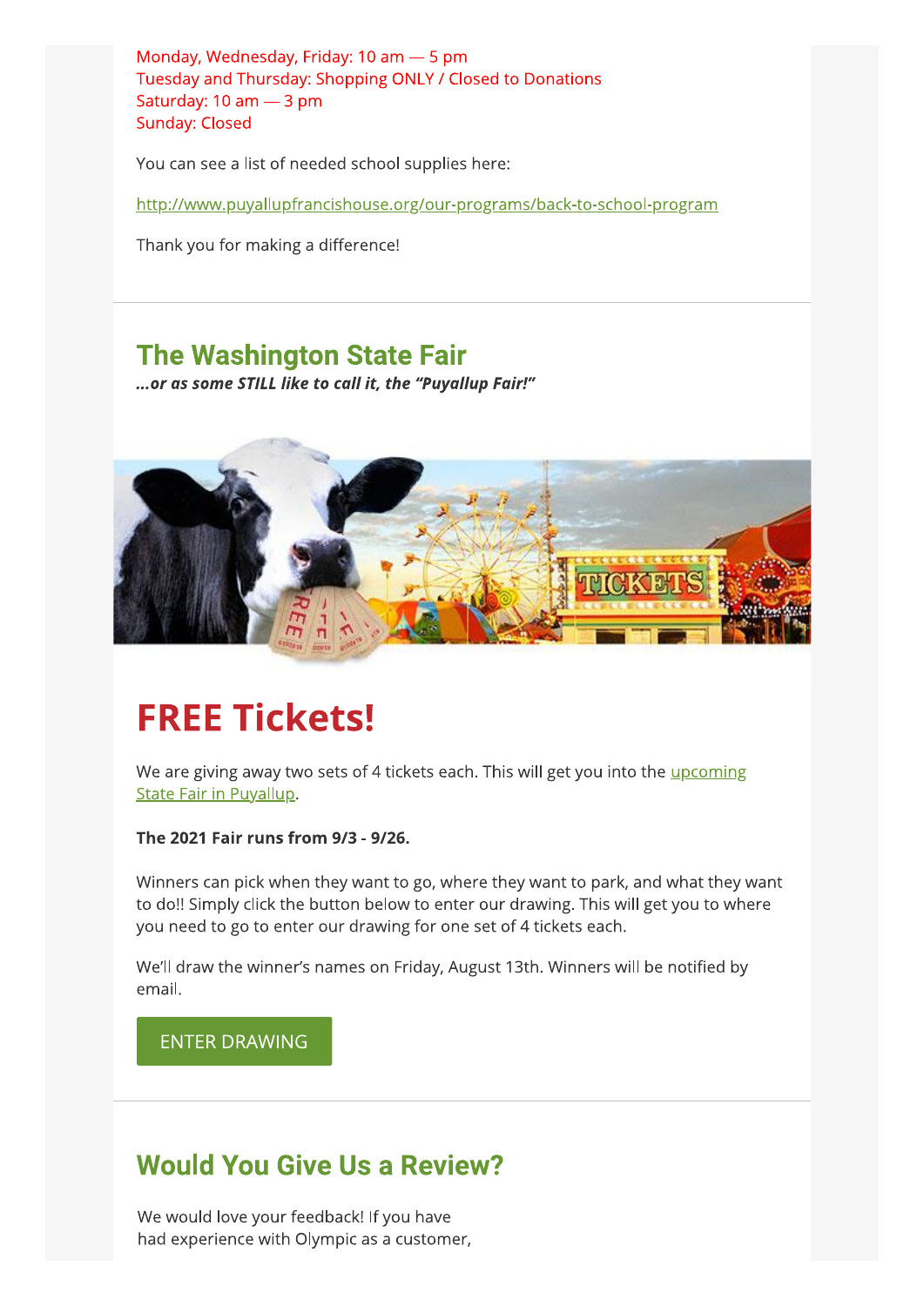Monday, Wednesday, Friday: 10 am — 5 pm
Tuesday and Thursday: Shopping ONLY / Closed to Donations
Saturday: 10 am — 3 pm
Sunday: Closed

You can see a list of needed school supplies here:

http://www.puyallupfrancishouse.org/our-programs/back-to-school-program

Thank you for making a difference!

## The Washington State Fair

***...or as some STILL like to call it, the "Puyallup Fair!"***

# FREE Tickets!

We are giving away two sets of 4 tickets each. This will get you into the upcoming State Fair in Puyallup.

**The 2021 Fair runs from 9/3 - 9/26.**

Winners can pick when they want to go, where they want to park, and what they want to do!! Simply click the button below to enter our drawing. This will get you to where you need to go to enter our drawing for one set of 4 tickets each.

We'll draw the winner's names on Friday, August 13th. Winners will be notified by email.

ENTER DRAWING

## Would You Give Us a Review?

We would love your feedback! If you have had experience with Olympic as a customer,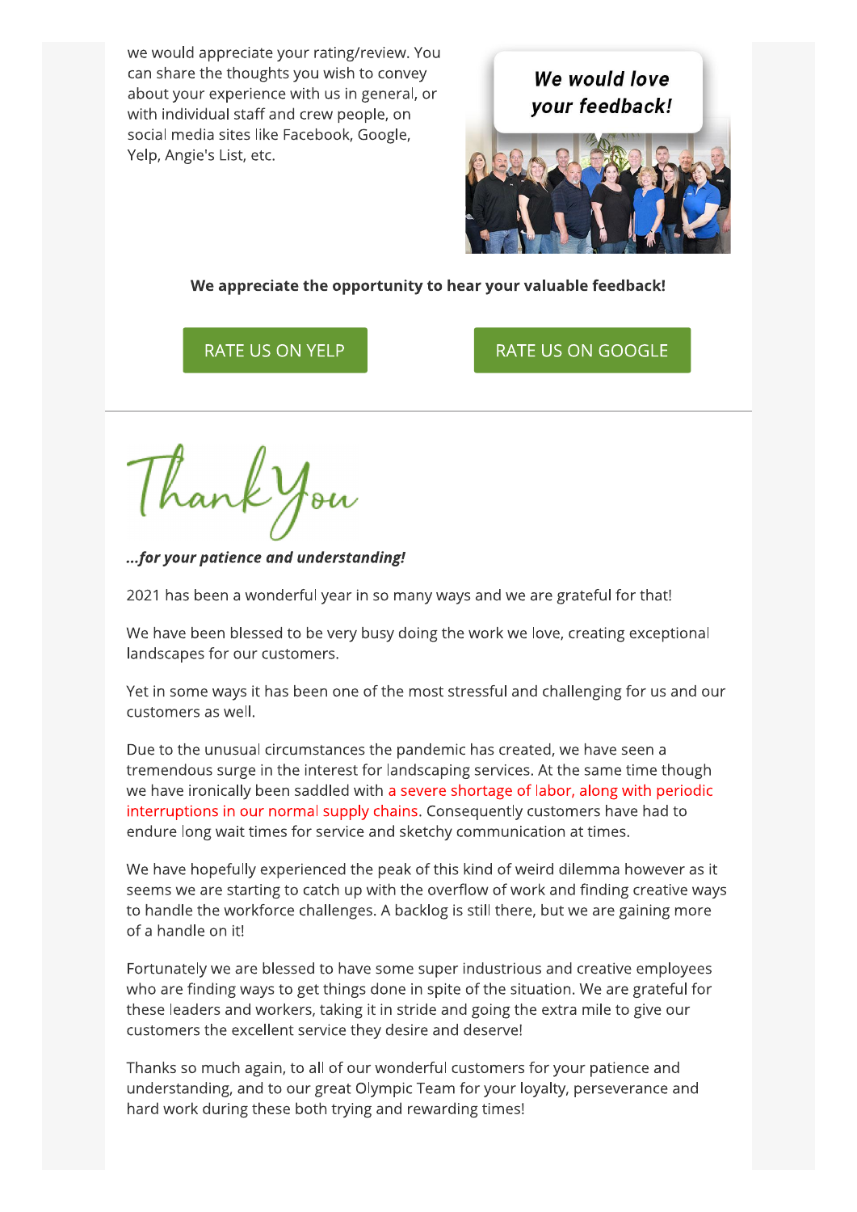we would appreciate your rating/review. You can share the thoughts you wish to convey about your experience with us in general, or with individual staff and crew people, on social media sites like Facebook, Google, Yelp, Angie's List, etc.

**We appreciate the opportunity to hear your valuable feedback!**

RATE US ON YELP

RATE US ON GOOGLE

---

***...for your patience and understanding!***

2021 has been a wonderful year in so many ways and we are grateful for that!

We have been blessed to be very busy doing the work we love, creating exceptional landscapes for our customers.

Yet in some ways it has been one of the most stressful and challenging for us and our customers as well.

Due to the unusual circumstances the pandemic has created, we have seen a tremendous surge in the interest for landscaping services. At the same time though we have ironically been saddled with a severe shortage of labor, along with periodic interruptions in our normal supply chains. Consequently customers have had to endure long wait times for service and sketchy communication at times.

We have hopefully experienced the peak of this kind of weird dilemma however as it seems we are starting to catch up with the overflow of work and finding creative ways to handle the workforce challenges. A backlog is still there, but we are gaining more of a handle on it!

Fortunately we are blessed to have some super industrious and creative employees who are finding ways to get things done in spite of the situation. We are grateful for these leaders and workers, taking it in stride and going the extra mile to give our customers the excellent service they desire and deserve!

Thanks so much again, to all of our wonderful customers for your patience and understanding, and to our great Olympic Team for your loyalty, perseverance and hard work during these both trying and rewarding times!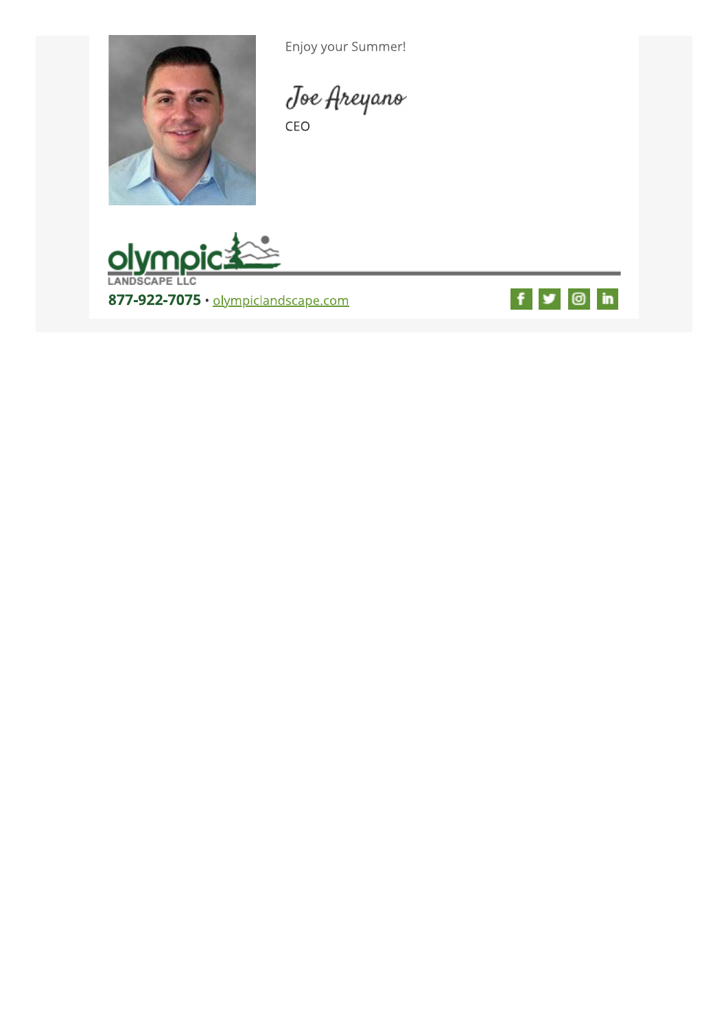Enjoy your Summer!

*Joe Areyano*

CEO

olympic

LANDSCAPE LLC

**877-922-7075** • olympiclandscape.com